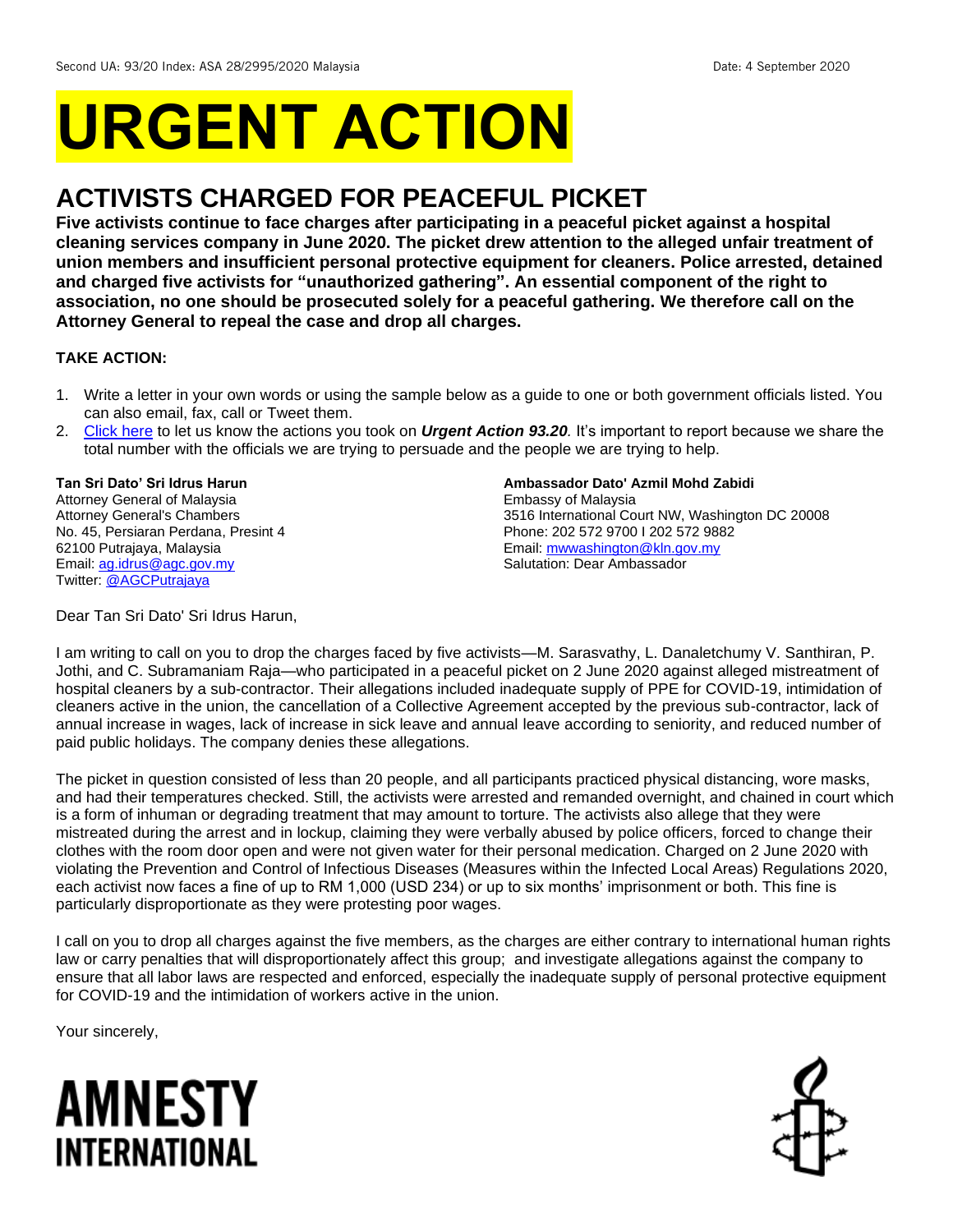Second UA: 93/20 Index: ASA 28/2995/2020 Malaysia Date: 4 September 2020

# URGENT ACTION

## ACTIVISTS CHARGED FOR PEACEFUL PICKET

**Five activists continue to face charges after participating in a peaceful picket against a hospital cleaning services company in June 2020. The picket drew attention to the alleged unfair treatment of union members and insufficient personal protective equipment for cleaners. Police arrested, detained and charged five activists for "unauthorized gathering". An essential component of the right to association, no one should be prosecuted solely for a peaceful gathering. We therefore call on the Attorney General to repeal the case and drop all charges.**

**TAKE ACTION:**

1. Write a letter in your own words or using the sample below as a guide to one or both government officials listed. You can also email, fax, call or Tweet them.
2. Click here to let us know the actions you took on ***Urgent Action 93.20****.* It's important to report because we share the total number with the officials we are trying to persuade and the people we are trying to help.

**Tan Sri Dato' Sri Idrus Harun**
Attorney General of Malaysia
Attorney General's Chambers
No. 45, Persiaran Perdana, Presint 4
62100 Putrajaya, Malaysia
Email: ag.idrus@agc.gov.my
Twitter: @AGCPutrajaya

**Ambassador Dato' Azmil Mohd Zabidi**
Embassy of Malaysia
3516 International Court NW, Washington DC 20008
Phone: 202 572 9700 I 202 572 9882
Email: mwwashington@kln.gov.my
Salutation: Dear Ambassador

Dear Tan Sri Dato' Sri Idrus Harun,

I am writing to call on you to drop the charges faced by five activists—M. Sarasvathy, L. Danaletchumy V. Santhiran, P. Jothi, and C. Subramaniam Raja—who participated in a peaceful picket on 2 June 2020 against alleged mistreatment of hospital cleaners by a sub-contractor. Their allegations included inadequate supply of PPE for COVID-19, intimidation of cleaners active in the union, the cancellation of a Collective Agreement accepted by the previous sub-contractor, lack of annual increase in wages, lack of increase in sick leave and annual leave according to seniority, and reduced number of paid public holidays. The company denies these allegations.

The picket in question consisted of less than 20 people, and all participants practiced physical distancing, wore masks, and had their temperatures checked. Still, the activists were arrested and remanded overnight, and chained in court which is a form of inhuman or degrading treatment that may amount to torture. The activists also allege that they were mistreated during the arrest and in lockup, claiming they were verbally abused by police officers, forced to change their clothes with the room door open and were not given water for their personal medication. Charged on 2 June 2020 with violating the Prevention and Control of Infectious Diseases (Measures within the Infected Local Areas) Regulations 2020, each activist now faces a fine of up to RM 1,000 (USD 234) or up to six months' imprisonment or both. This fine is particularly disproportionate as they were protesting poor wages.

I call on you to drop all charges against the five members, as the charges are either contrary to international human rights law or carry penalties that will disproportionately affect this group; and investigate allegations against the company to ensure that all labor laws are respected and enforced, especially the inadequate supply of personal protective equipment for COVID-19 and the intimidation of workers active in the union.

Your sincerely,

AMNESTY INTERNATIONAL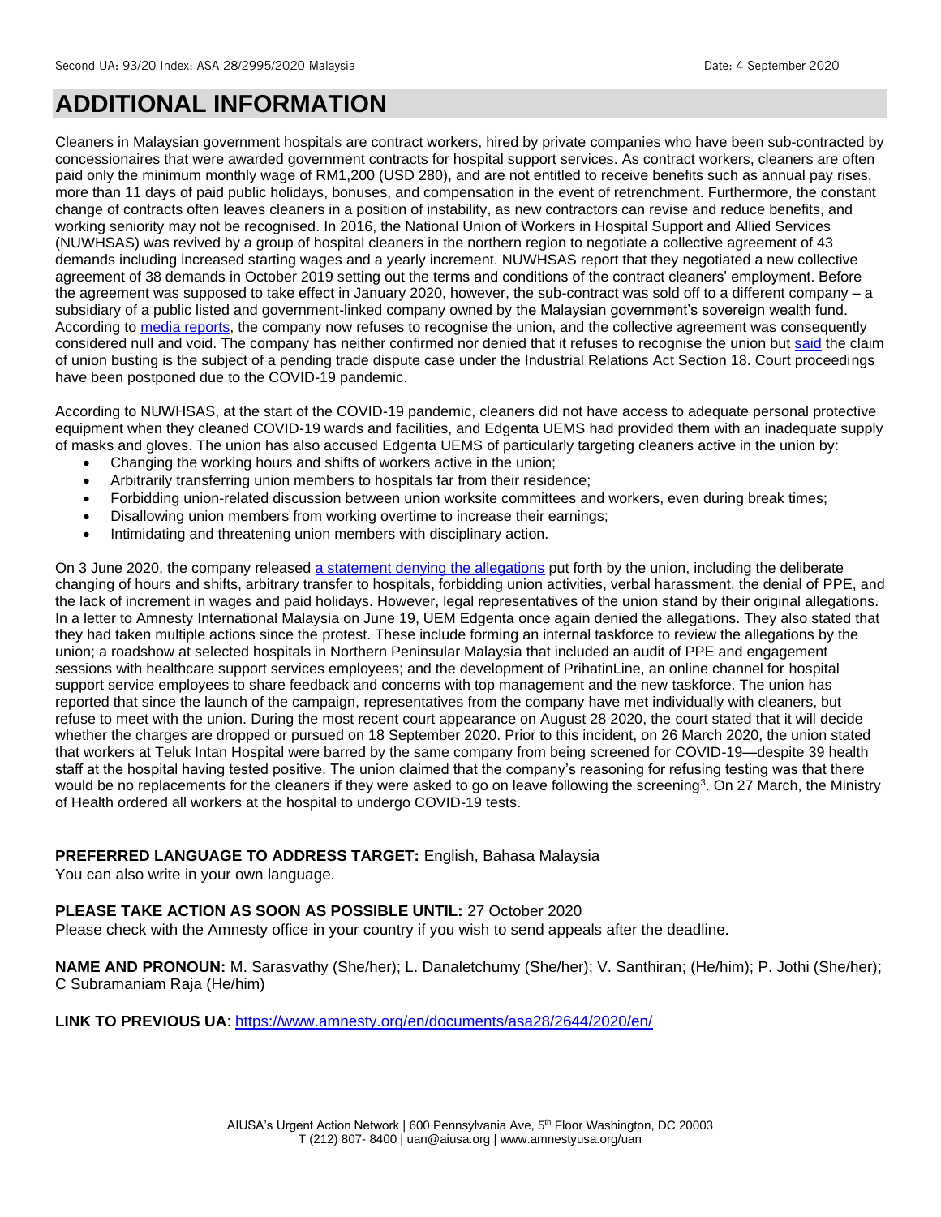# ADDITIONAL INFORMATION

Cleaners in Malaysian government hospitals are contract workers, hired by private companies who have been sub-contracted by concessionaires that were awarded government contracts for hospital support services. As contract workers, cleaners are often paid only the minimum monthly wage of RM1,200 (USD 280), and are not entitled to receive benefits such as annual pay rises, more than 11 days of paid public holidays, bonuses, and compensation in the event of retrenchment. Furthermore, the constant change of contracts often leaves cleaners in a position of instability, as new contractors can revise and reduce benefits, and working seniority may not be recognised. In 2016, the National Union of Workers in Hospital Support and Allied Services (NUWHSAS) was revived by a group of hospital cleaners in the northern region to negotiate a collective agreement of 43 demands including increased starting wages and a yearly increment. NUWHSAS report that they negotiated a new collective agreement of 38 demands in October 2019 setting out the terms and conditions of the contract cleaners' employment. Before the agreement was supposed to take effect in January 2020, however, the sub-contract was sold off to a different company – a subsidiary of a public listed and government-linked company owned by the Malaysian government's sovereign wealth fund. According to media reports, the company now refuses to recognise the union, and the collective agreement was consequently considered null and void. The company has neither confirmed nor denied that it refuses to recognise the union but said the claim of union busting is the subject of a pending trade dispute case under the Industrial Relations Act Section 18. Court proceedings have been postponed due to the COVID-19 pandemic.

According to NUWHSAS, at the start of the COVID-19 pandemic, cleaners did not have access to adequate personal protective equipment when they cleaned COVID-19 wards and facilities, and Edgenta UEMS had provided them with an inadequate supply of masks and gloves. The union has also accused Edgenta UEMS of particularly targeting cleaners active in the union by:

- Changing the working hours and shifts of workers active in the union;
- Arbitrarily transferring union members to hospitals far from their residence;
- Forbidding union-related discussion between union worksite committees and workers, even during break times;
- Disallowing union members from working overtime to increase their earnings;
- Intimidating and threatening union members with disciplinary action.

On 3 June 2020, the company released a statement denying the allegations put forth by the union, including the deliberate changing of hours and shifts, arbitrary transfer to hospitals, forbidding union activities, verbal harassment, the denial of PPE, and the lack of increment in wages and paid holidays. However, legal representatives of the union stand by their original allegations. In a letter to Amnesty International Malaysia on June 19, UEM Edgenta once again denied the allegations. They also stated that they had taken multiple actions since the protest. These include forming an internal taskforce to review the allegations by the union; a roadshow at selected hospitals in Northern Peninsular Malaysia that included an audit of PPE and engagement sessions with healthcare support services employees; and the development of PrihatinLine, an online channel for hospital support service employees to share feedback and concerns with top management and the new taskforce. The union has reported that since the launch of the campaign, representatives from the company have met individually with cleaners, but refuse to meet with the union. During the most recent court appearance on August 28 2020, the court stated that it will decide whether the charges are dropped or pursued on 18 September 2020. Prior to this incident, on 26 March 2020, the union stated that workers at Teluk Intan Hospital were barred by the same company from being screened for COVID-19—despite 39 health staff at the hospital having tested positive. The union claimed that the company's reasoning for refusing testing was that there would be no replacements for the cleaners if they were asked to go on leave following the screening[3]. On 27 March, the Ministry of Health ordered all workers at the hospital to undergo COVID-19 tests.

**PREFERRED LANGUAGE TO ADDRESS TARGET:** English, Bahasa Malaysia
You can also write in your own language.

**PLEASE TAKE ACTION AS SOON AS POSSIBLE UNTIL:** 27 October 2020
Please check with the Amnesty office in your country if you wish to send appeals after the deadline.

**NAME AND PRONOUN:** M. Sarasvathy (She/her); L. Danaletchumy (She/her); V. Santhiran; (He/him); P. Jothi (She/her); C Subramaniam Raja (He/him)

**LINK TO PREVIOUS UA**: https://www.amnesty.org/en/documents/asa28/2644/2020/en/